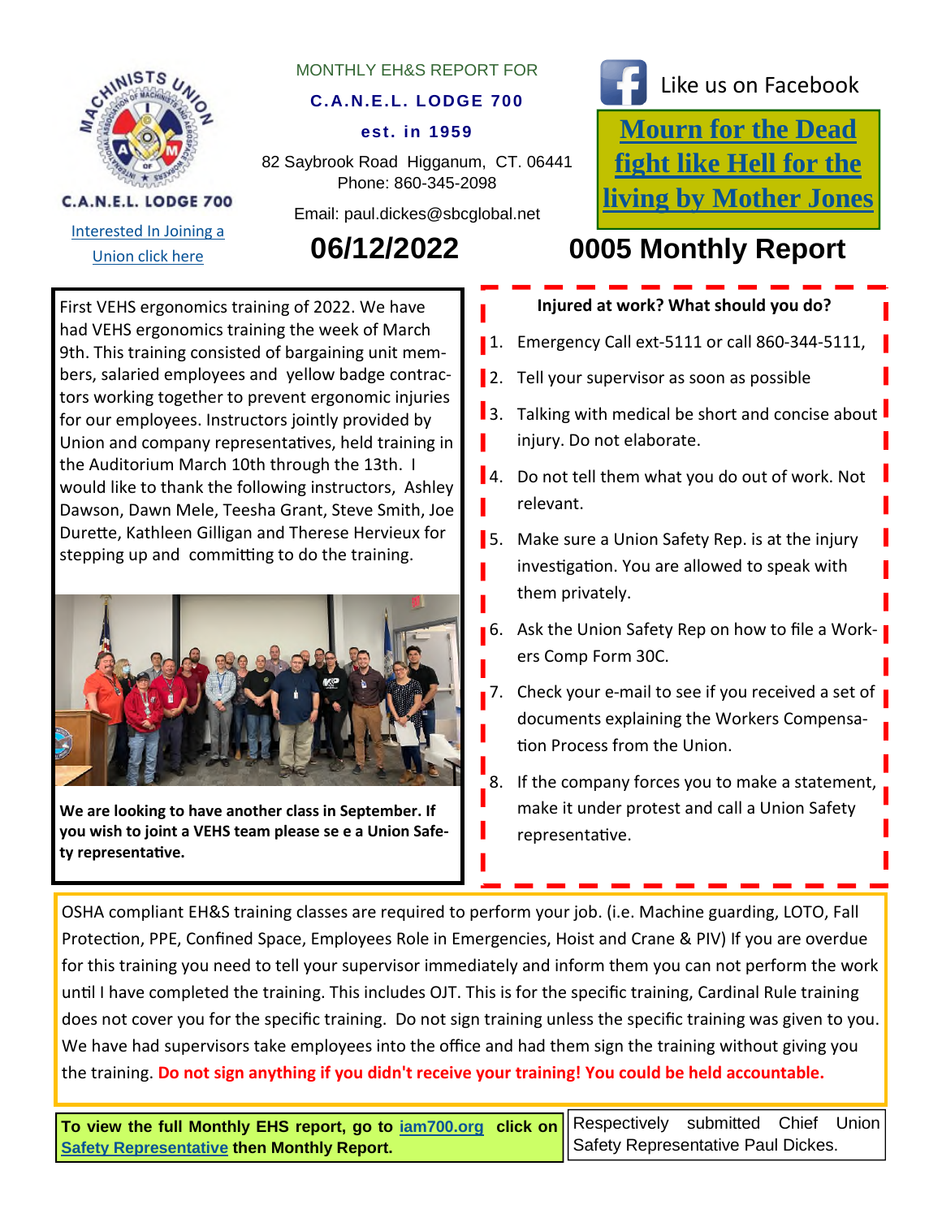C.A.N.E.L. LODGE 700

Interested In Joining a Union click here

MONTHLY EH&S REPORT FOR

**C.A.N.E.L. LODGE 700**

**est. in 1959**

82 Saybrook Road Higganum, CT. 06441
Phone: 860-345-2098

Email: paul.dickes@sbcglobal.net

Like us on Facebook

**Mourn for the Dead fight like Hell for the living by Mother Jones**

# 06/12/2022

# 0005 Monthly Report

First VEHS ergonomics training of 2022. We have had VEHS ergonomics training the week of March 9th. This training consisted of bargaining unit members, salaried employees and yellow badge contractors working together to prevent ergonomic injuries for our employees. Instructors jointly provided by Union and company representatives, held training in the Auditorium March 10th through the 13th. I would like to thank the following instructors, Ashley Dawson, Dawn Mele, Teesha Grant, Steve Smith, Joe Durette, Kathleen Gilligan and Therese Hervieux for stepping up and committing to do the training.

**We are looking to have another class in September. If you wish to joint a VEHS team please se e a Union Safety representative.**

**Injured at work? What should you do?**

1. Emergency Call ext-5111 or call 860-344-5111,
2. Tell your supervisor as soon as possible
3. Talking with medical be short and concise about injury. Do not elaborate.
4. Do not tell them what you do out of work. Not relevant.
5. Make sure a Union Safety Rep. is at the injury investigation. You are allowed to speak with them privately.
6. Ask the Union Safety Rep on how to file a Workers Comp Form 30C.
7. Check your e-mail to see if you received a set of documents explaining the Workers Compensation Process from the Union.
8. If the company forces you to make a statement, make it under protest and call a Union Safety representative.

OSHA compliant EH&S training classes are required to perform your job. (i.e. Machine guarding, LOTO, Fall Protection, PPE, Confined Space, Employees Role in Emergencies, Hoist and Crane & PIV) If you are overdue for this training you need to tell your supervisor immediately and inform them you can not perform the work until I have completed the training. This includes OJT. This is for the specific training, Cardinal Rule training does not cover you for the specific training. Do not sign training unless the specific training was given to you. We have had supervisors take employees into the office and had them sign the training without giving you the training. **Do not sign anything if you didn't receive your training! You could be held accountable.**

**To view the full Monthly EHS report, go to iam700.org click on Safety Representative then Monthly Report.**

Respectively submitted Chief Union Safety Representative Paul Dickes.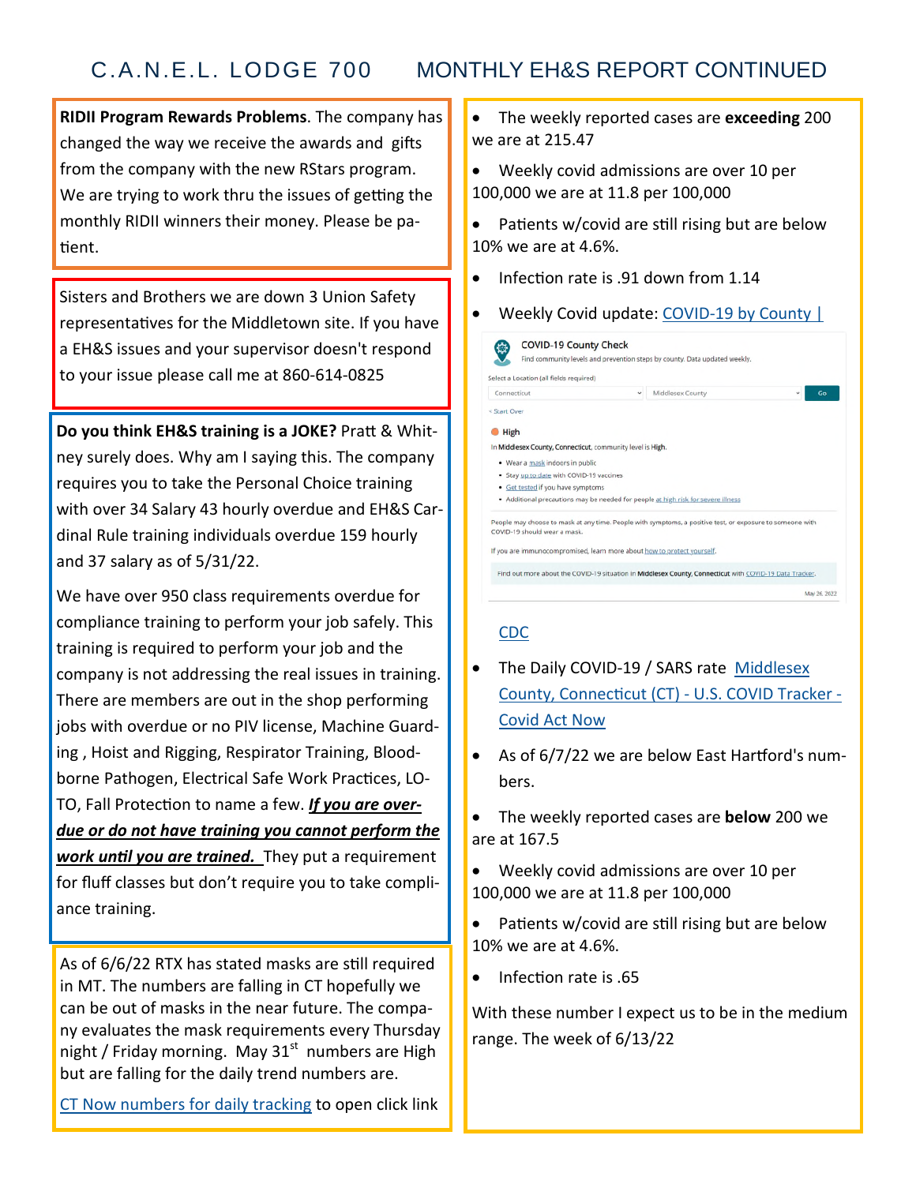# C.A.N.E.L. LODGE 700 MONTHLY EH&S REPORT CONTINUED

**RIDII Program Rewards Problems**. The company has changed the way we receive the awards and gifts from the company with the new RStars program. We are trying to work thru the issues of getting the monthly RIDII winners their money. Please be patient.

Sisters and Brothers we are down 3 Union Safety representatives for the Middletown site. If you have a EH&S issues and your supervisor doesn't respond to your issue please call me at 860-614-0825

**Do you think EH&S training is a JOKE?** Pratt & Whitney surely does. Why am I saying this. The company requires you to take the Personal Choice training with over 34 Salary 43 hourly overdue and EH&S Cardinal Rule training individuals overdue 159 hourly and 37 salary as of 5/31/22.

We have over 950 class requirements overdue for compliance training to perform your job safely. This training is required to perform your job and the company is not addressing the real issues in training. There are members are out in the shop performing jobs with overdue or no PIV license, Machine Guarding , Hoist and Rigging, Respirator Training, Bloodborne Pathogen, Electrical Safe Work Practices, LOTO, Fall Protection to name a few. ***If you are overdue or do not have training you cannot perform the work until you are trained.*** They put a requirement for fluff classes but don't require you to take compliance training.

As of 6/6/22 RTX has stated masks are still required in MT. The numbers are falling in CT hopefully we can be out of masks in the near future. The company evaluates the mask requirements every Thursday night / Friday morning. May 31st numbers are High but are falling for the daily trend numbers are.

CT Now numbers for daily tracking to open click link

- The weekly reported cases are **exceeding** 200 we are at 215.47
- Weekly covid admissions are over 10 per 100,000 we are at 11.8 per 100,000
- Patients w/covid are still rising but are below 10% we are at 4.6%.
- Infection rate is .91 down from 1.14
- Weekly Covid update: COVID-19 by County |

COVID-19 County Check

Find community levels and prevention steps by county. Data updated weekly.

Select a Location (all fields required)

Connecticut | Middlesex County | Go

< Start Over

High

In Middlesex County, Connecticut, community level is High.

- Wear a mask indoors in public
- Stay up to date with COVID-19 vaccines
- Get tested if you have symptoms
- Additional precautions may be needed for people at high risk for severe illness

People may choose to mask at any time. People with symptoms, a positive test, or exposure to someone with COVID-19 should wear a mask.

If you are immunocompromised, learn more about how to protect yourself.

Find out more about the COVID-19 situation in Middlesex County, Connecticut with COVID-19 Data Tracker.

May 26, 2022

CDC

- The Daily COVID-19 / SARS rate Middlesex County, Connecticut (CT) - U.S. COVID Tracker - Covid Act Now
- As of 6/7/22 we are below East Hartford's numbers.
- The weekly reported cases are **below** 200 we are at 167.5
- Weekly covid admissions are over 10 per 100,000 we are at 11.8 per 100,000
- Patients w/covid are still rising but are below 10% we are at 4.6%.
- Infection rate is .65

With these number I expect us to be in the medium range. The week of 6/13/22